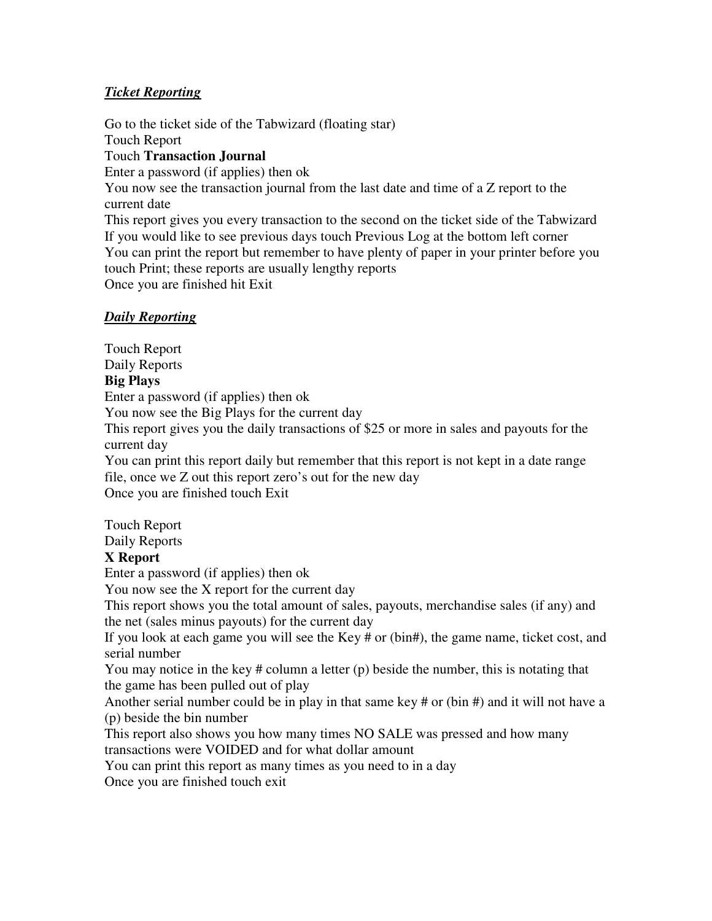## ***Ticket Reporting***

Go to the ticket side of the Tabwizard (floating star)
Touch Report
Touch **Transaction Journal**
Enter a password (if applies) then ok
You now see the transaction journal from the last date and time of a Z report to the current date
This report gives you every transaction to the second on the ticket side of the Tabwizard
If you would like to see previous days touch Previous Log at the bottom left corner
You can print the report but remember to have plenty of paper in your printer before you touch Print; these reports are usually lengthy reports
Once you are finished hit Exit

## ***Daily Reporting***

Touch Report
Daily Reports
**Big Plays**
Enter a password (if applies) then ok
You now see the Big Plays for the current day
This report gives you the daily transactions of $25 or more in sales and payouts for the current day
You can print this report daily but remember that this report is not kept in a date range file, once we Z out this report zero's out for the new day
Once you are finished touch Exit

Touch Report
Daily Reports
**X Report**
Enter a password (if applies) then ok
You now see the X report for the current day
This report shows you the total amount of sales, payouts, merchandise sales (if any) and the net (sales minus payouts) for the current day
If you look at each game you will see the Key # or (bin#), the game name, ticket cost, and serial number
You may notice in the key # column a letter (p) beside the number, this is notating that the game has been pulled out of play
Another serial number could be in play in that same key # or (bin #) and it will not have a (p) beside the bin number
This report also shows you how many times NO SALE was pressed and how many transactions were VOIDED and for what dollar amount
You can print this report as many times as you need to in a day
Once you are finished touch exit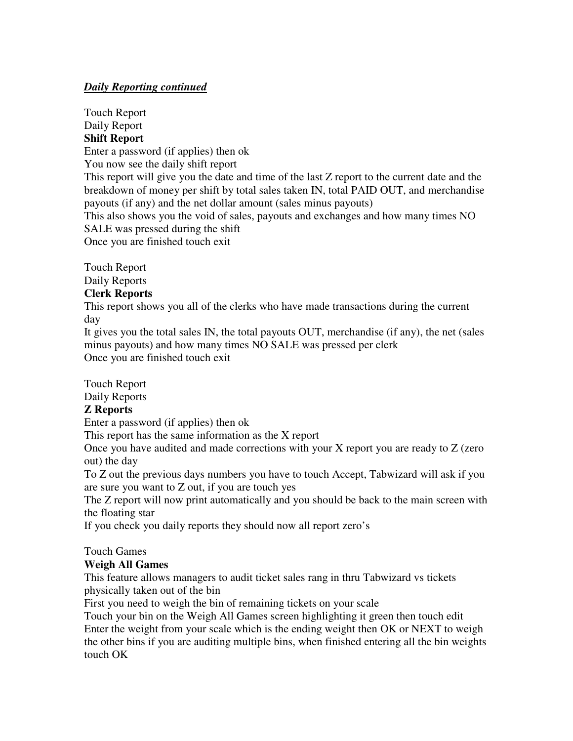***Daily Reporting continued***

Touch Report  
Daily Report  
**Shift Report**  
Enter a password (if applies) then ok  
You now see the daily shift report  
This report will give you the date and time of the last Z report to the current date and the breakdown of money per shift by total sales taken IN, total PAID OUT, and merchandise payouts (if any) and the net dollar amount (sales minus payouts)  
This also shows you the void of sales, payouts and exchanges and how many times NO SALE was pressed during the shift  
Once you are finished touch exit

Touch Report  
Daily Reports  
**Clerk Reports**  
This report shows you all of the clerks who have made transactions during the current day  
It gives you the total sales IN, the total payouts OUT, merchandise (if any), the net (sales minus payouts) and how many times NO SALE was pressed per clerk  
Once you are finished touch exit

Touch Report  
Daily Reports  
**Z Reports**  
Enter a password (if applies) then ok  
This report has the same information as the X report  
Once you have audited and made corrections with your X report you are ready to Z (zero out) the day  
To Z out the previous days numbers you have to touch Accept, Tabwizard will ask if you are sure you want to Z out, if you are touch yes  
The Z report will now print automatically and you should be back to the main screen with the floating star  
If you check you daily reports they should now all report zero's

Touch Games  
**Weigh All Games**  
This feature allows managers to audit ticket sales rang in thru Tabwizard vs tickets physically taken out of the bin  
First you need to weigh the bin of remaining tickets on your scale  
Touch your bin on the Weigh All Games screen highlighting it green then touch edit  
Enter the weight from your scale which is the ending weight then OK or NEXT to weigh the other bins if you are auditing multiple bins, when finished entering all the bin weights touch OK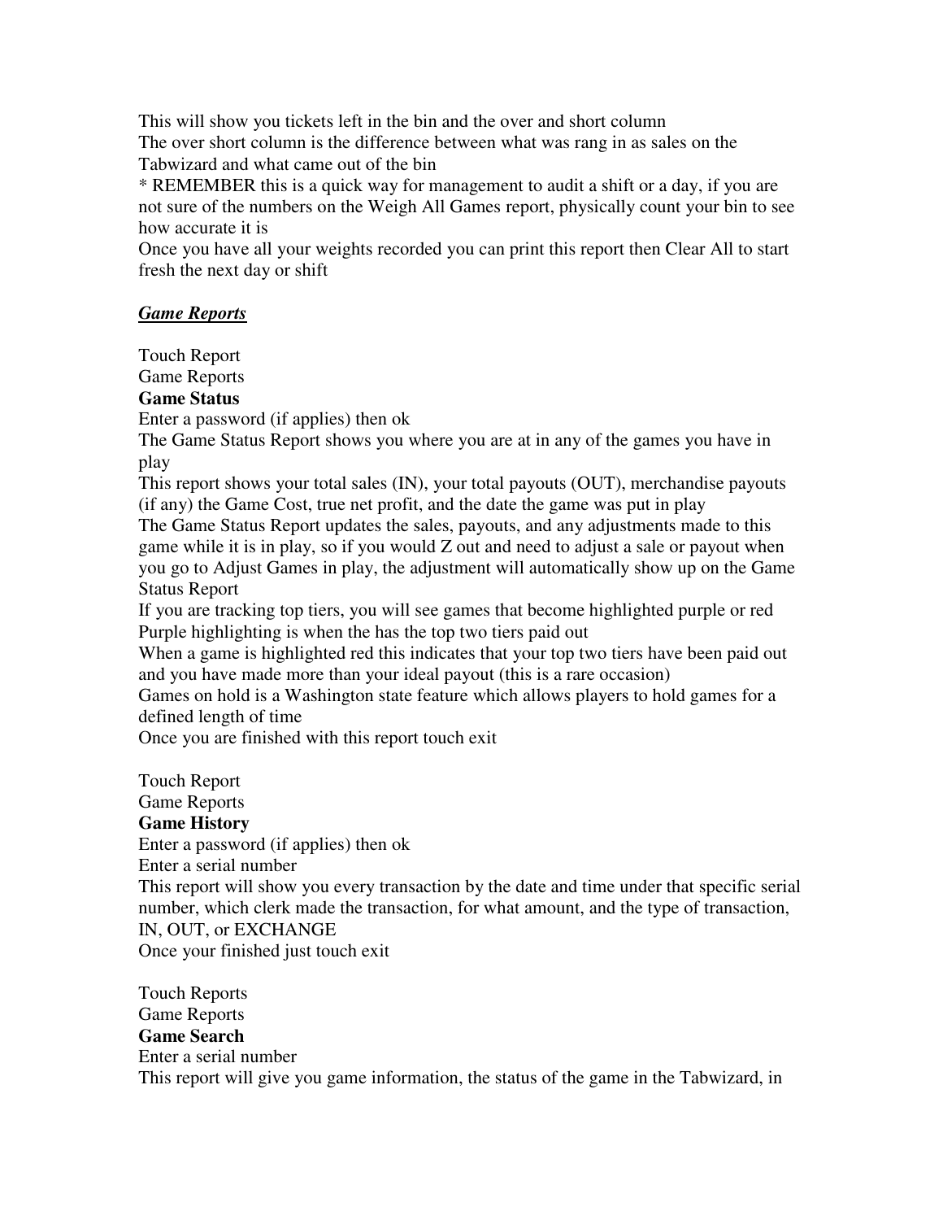This will show you tickets left in the bin and the over and short column
The over short column is the difference between what was rang in as sales on the Tabwizard and what came out of the bin
* REMEMBER this is a quick way for management to audit a shift or a day, if you are not sure of the numbers on the Weigh All Games report, physically count your bin to see how accurate it is
Once you have all your weights recorded you can print this report then Clear All to start fresh the next day or shift

***Game Reports***

Touch Report
Game Reports
**Game Status**
Enter a password (if applies) then ok
The Game Status Report shows you where you are at in any of the games you have in play
This report shows your total sales (IN), your total payouts (OUT), merchandise payouts (if any) the Game Cost, true net profit, and the date the game was put in play
The Game Status Report updates the sales, payouts, and any adjustments made to this game while it is in play, so if you would Z out and need to adjust a sale or payout when you go to Adjust Games in play, the adjustment will automatically show up on the Game Status Report
If you are tracking top tiers, you will see games that become highlighted purple or red
Purple highlighting is when the has the top two tiers paid out
When a game is highlighted red this indicates that your top two tiers have been paid out and you have made more than your ideal payout (this is a rare occasion)
Games on hold is a Washington state feature which allows players to hold games for a defined length of time
Once you are finished with this report touch exit

Touch Report
Game Reports
**Game History**
Enter a password (if applies) then ok
Enter a serial number
This report will show you every transaction by the date and time under that specific serial number, which clerk made the transaction, for what amount, and the type of transaction, IN, OUT, or EXCHANGE
Once your finished just touch exit

Touch Reports
Game Reports
**Game Search**
Enter a serial number
This report will give you game information, the status of the game in the Tabwizard, in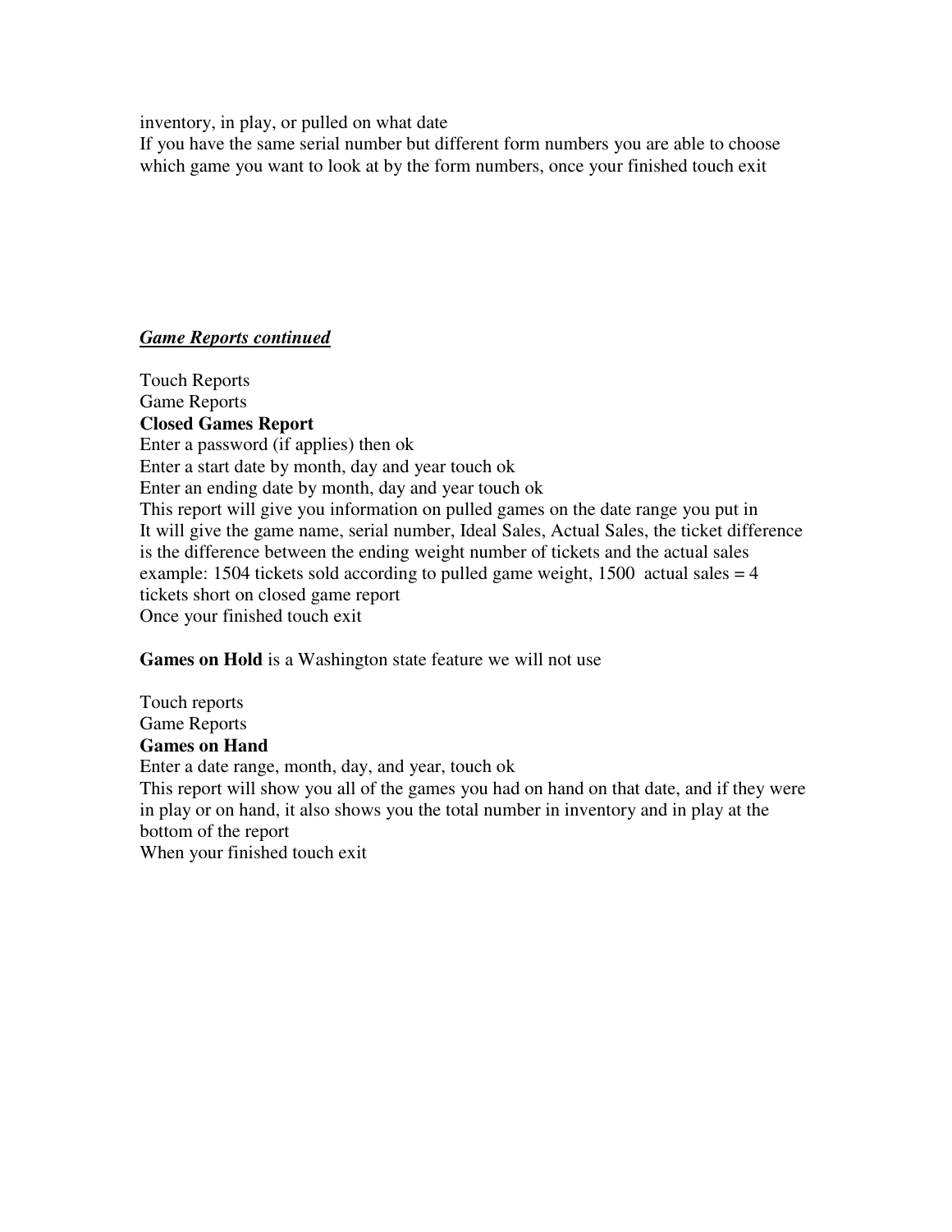inventory, in play, or pulled on what date
If you have the same serial number but different form numbers you are able to choose which game you want to look at by the form numbers, once your finished touch exit

***<u>Game Reports continued</u>***

Touch Reports
Game Reports
**Closed Games Report**
Enter a password (if applies) then ok
Enter a start date by month, day and year touch ok
Enter an ending date by month, day and year touch ok
This report will give you information on pulled games on the date range you put in
It will give the game name, serial number, Ideal Sales, Actual Sales, the ticket difference is the difference between the ending weight number of tickets and the actual sales example: 1504 tickets sold according to pulled game weight, 1500 actual sales = 4 tickets short on closed game report
Once your finished touch exit

**Games on Hold** is a Washington state feature we will not use

Touch reports
Game Reports
**Games on Hand**
Enter a date range, month, day, and year, touch ok
This report will show you all of the games you had on hand on that date, and if they were in play or on hand, it also shows you the total number in inventory and in play at the bottom of the report
When your finished touch exit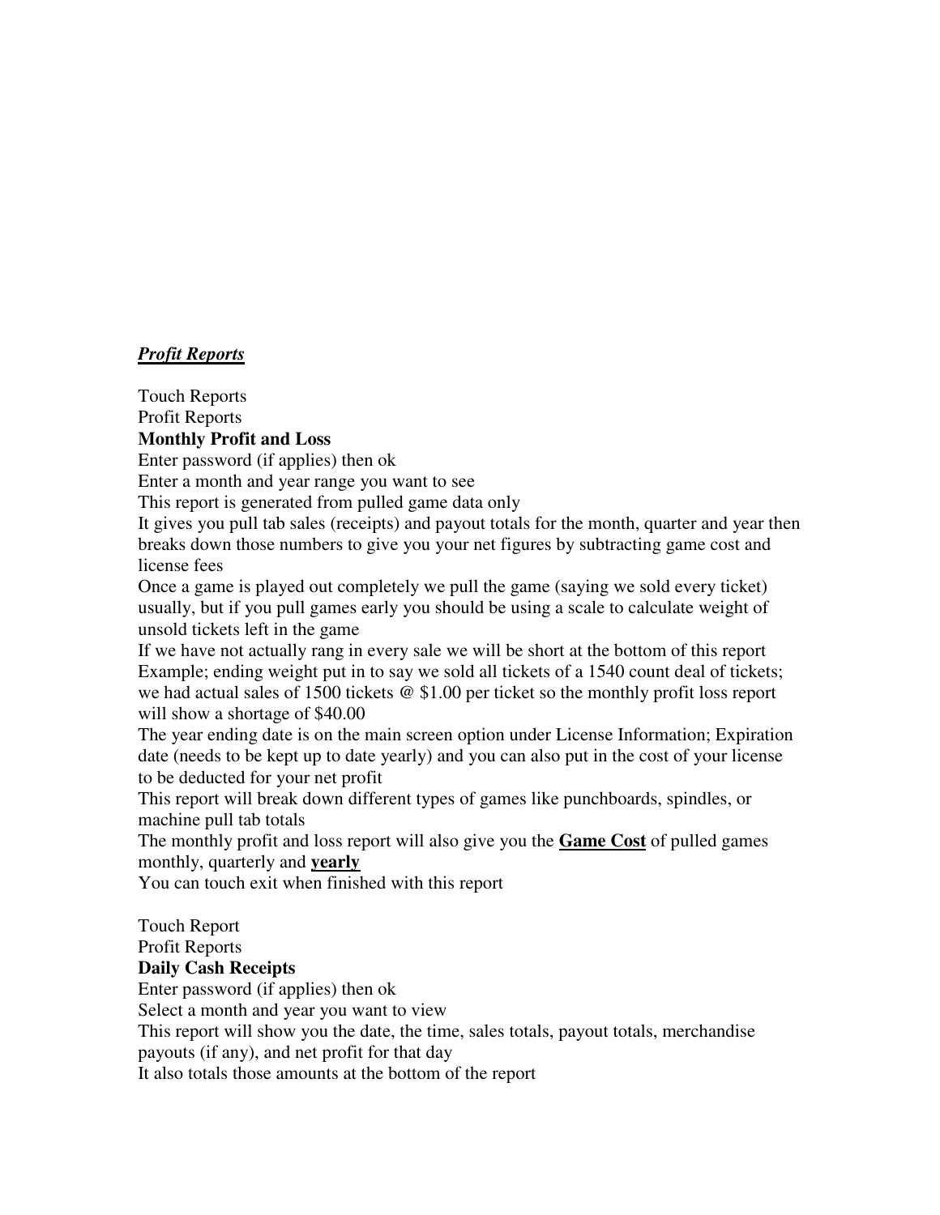***Profit Reports***

Touch Reports
Profit Reports
**Monthly Profit and Loss**
Enter password (if applies) then ok
Enter a month and year range you want to see
This report is generated from pulled game data only
It gives you pull tab sales (receipts) and payout totals for the month, quarter and year then breaks down those numbers to give you your net figures by subtracting game cost and license fees
Once a game is played out completely we pull the game (saying we sold every ticket) usually, but if you pull games early you should be using a scale to calculate weight of unsold tickets left in the game
If we have not actually rang in every sale we will be short at the bottom of this report
Example; ending weight put in to say we sold all tickets of a 1540 count deal of tickets; we had actual sales of 1500 tickets @ $1.00 per ticket so the monthly profit loss report will show a shortage of $40.00
The year ending date is on the main screen option under License Information; Expiration date (needs to be kept up to date yearly) and you can also put in the cost of your license to be deducted for your net profit
This report will break down different types of games like punchboards, spindles, or machine pull tab totals
The monthly profit and loss report will also give you the **<u>Game Cost</u>** of pulled games monthly, quarterly and **<u>yearly</u>**
You can touch exit when finished with this report

Touch Report
Profit Reports
**Daily Cash Receipts**
Enter password (if applies) then ok
Select a month and year you want to view
This report will show you the date, the time, sales totals, payout totals, merchandise payouts (if any), and net profit for that day
It also totals those amounts at the bottom of the report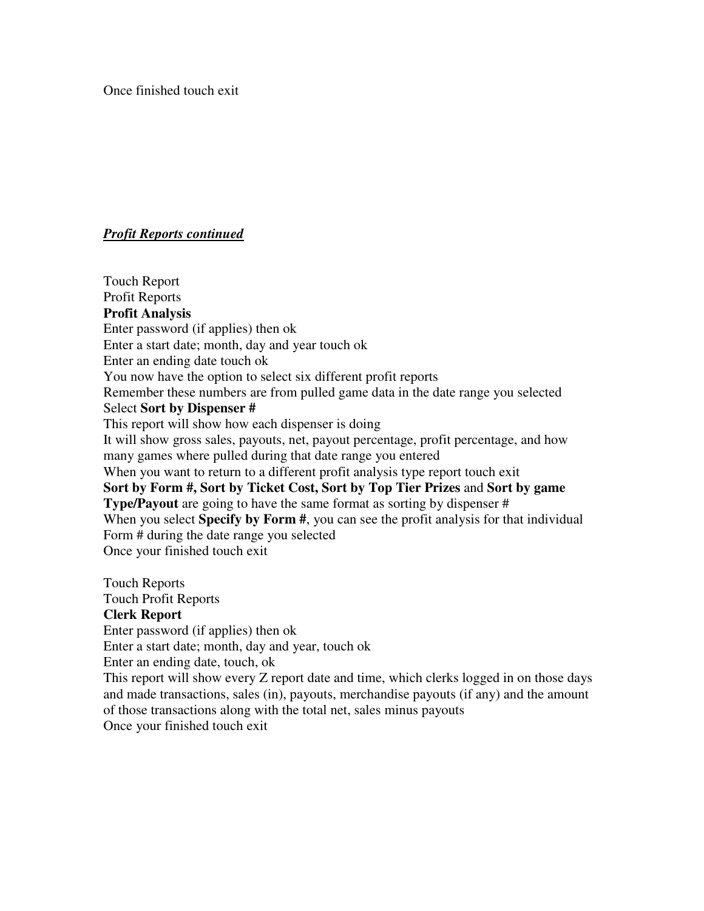Once finished touch exit

***<u>Profit Reports continued</u>***

Touch Report
Profit Reports
**Profit Analysis**
Enter password (if applies) then ok
Enter a start date; month, day and year touch ok
Enter an ending date touch ok
You now have the option to select six different profit reports
Remember these numbers are from pulled game data in the date range you selected
Select **Sort by Dispenser #**
This report will show how each dispenser is doing
It will show gross sales, payouts, net, payout percentage, profit percentage, and how many games where pulled during that date range you entered
When you want to return to a different profit analysis type report touch exit
**Sort by Form #, Sort by Ticket Cost, Sort by Top Tier Prizes** and **Sort by game Type/Payout** are going to have the same format as sorting by dispenser #
When you select **Specify by Form #**, you can see the profit analysis for that individual Form # during the date range you selected
Once your finished touch exit

Touch Reports
Touch Profit Reports
**Clerk Report**
Enter password (if applies) then ok
Enter a start date; month, day and year, touch ok
Enter an ending date, touch, ok
This report will show every Z report date and time, which clerks logged in on those days and made transactions, sales (in), payouts, merchandise payouts (if any) and the amount of those transactions along with the total net, sales minus payouts
Once your finished touch exit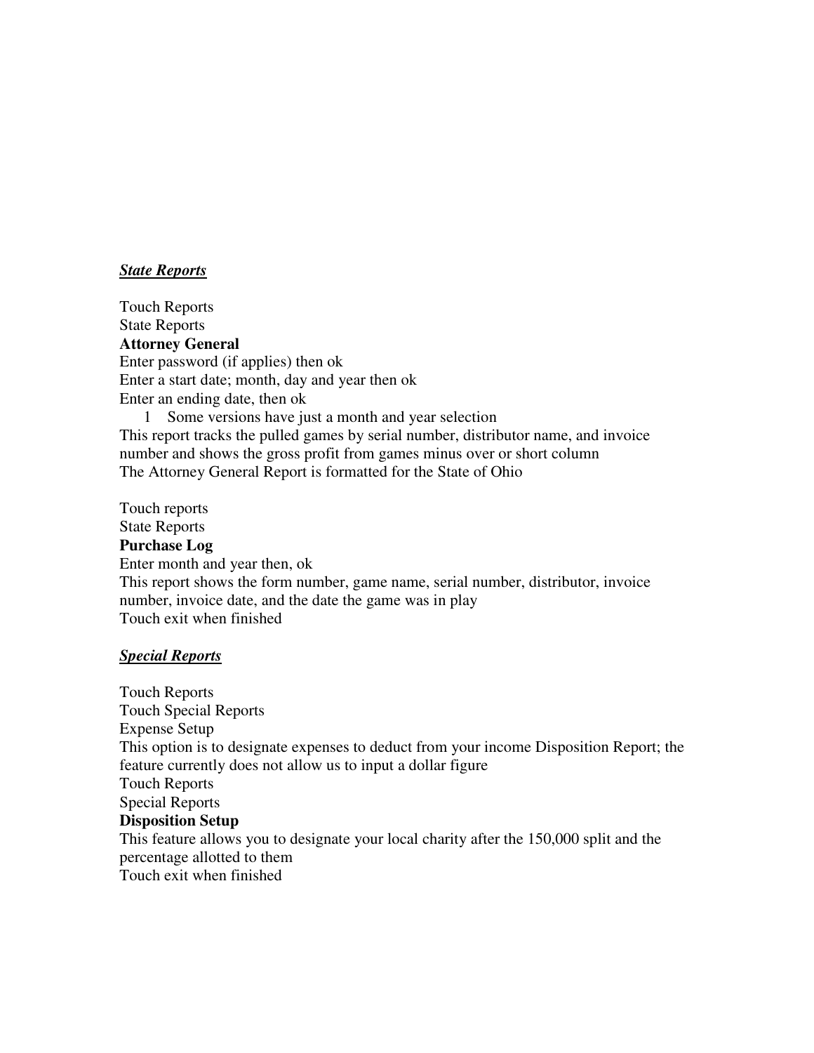***State Reports***

Touch Reports
State Reports
**Attorney General**
Enter password (if applies) then ok
Enter a start date; month, day and year then ok
Enter an ending date, then ok

1 Some versions have just a month and year selection

This report tracks the pulled games by serial number, distributor name, and invoice number and shows the gross profit from games minus over or short column
The Attorney General Report is formatted for the State of Ohio

Touch reports
State Reports
**Purchase Log**
Enter month and year then, ok
This report shows the form number, game name, serial number, distributor, invoice number, invoice date, and the date the game was in play
Touch exit when finished

***Special Reports***

Touch Reports
Touch Special Reports
Expense Setup
This option is to designate expenses to deduct from your income Disposition Report; the feature currently does not allow us to input a dollar figure
Touch Reports
Special Reports
**Disposition Setup**
This feature allows you to designate your local charity after the 150,000 split and the percentage allotted to them
Touch exit when finished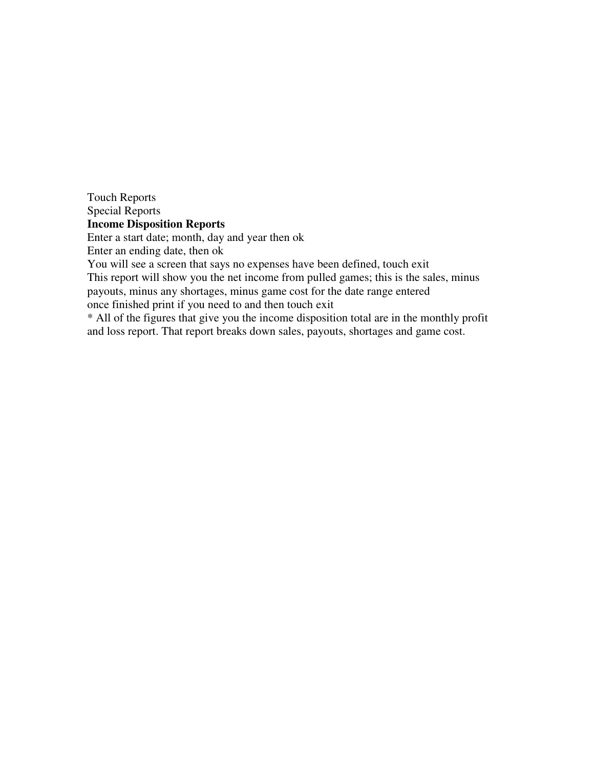Touch Reports
Special Reports
**Income Disposition Reports**
Enter a start date; month, day and year then ok
Enter an ending date, then ok
You will see a screen that says no expenses have been defined, touch exit
This report will show you the net income from pulled games; this is the sales, minus payouts, minus any shortages, minus game cost for the date range entered
once finished print if you need to and then touch exit
* All of the figures that give you the income disposition total are in the monthly profit and loss report. That report breaks down sales, payouts, shortages and game cost.